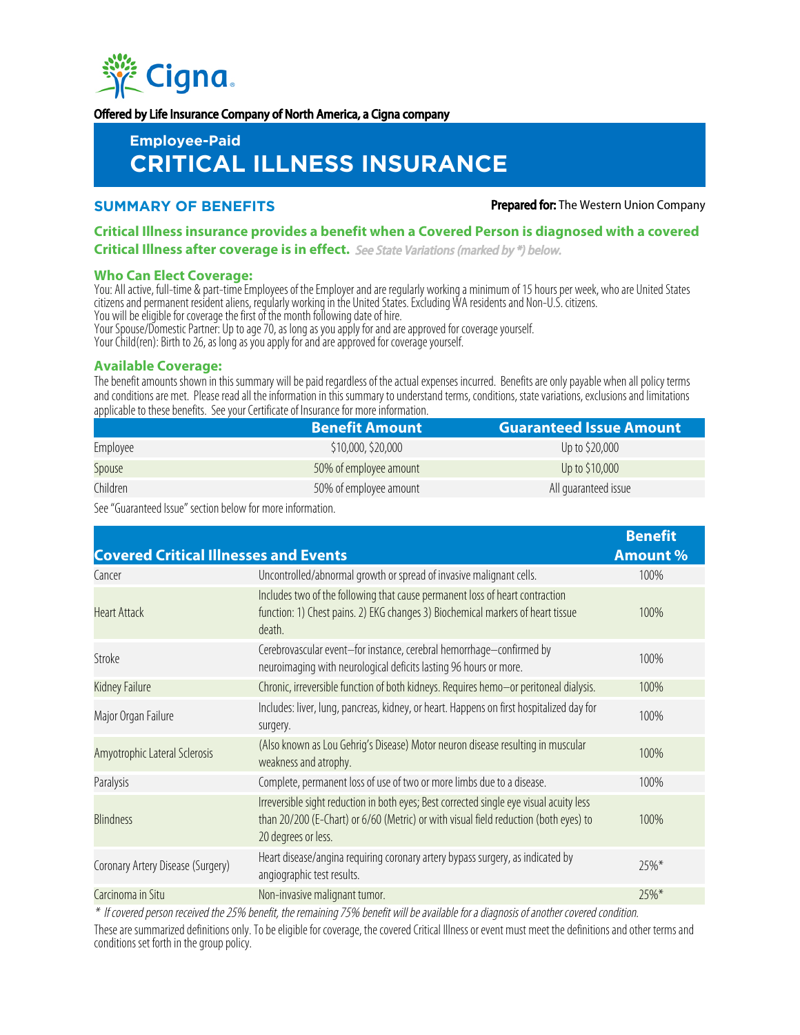Offered by Life Insurance Company of North America, a Cigna company

## Employee-Paid

# CRITICAL ILLNESS INSURANCE

## SUMMARY OF BENEFITS

**Prepared for:** The Western Union Company

**Critical Illness insurance provides a benefit when a Covered Person is diagnosed with a covered Critical Illness after coverage is in effect.** *See State Variations (marked by *) below.*

### Who Can Elect Coverage:

You: All active, full-time & part-time Employees of the Employer and are regularly working a minimum of 15 hours per week, who are United States citizens and permanent resident aliens, regularly working in the United States. Excluding WA residents and Non-U.S. citizens.
You will be eligible for coverage the first of the month following date of hire.
Your Spouse/Domestic Partner: Up to age 70, as long as you apply for and are approved for coverage yourself.
Your Child(ren): Birth to 26, as long as you apply for and are approved for coverage yourself.

### Available Coverage:

The benefit amounts shown in this summary will be paid regardless of the actual expenses incurred. Benefits are only payable when all policy terms and conditions are met. Please read all the information in this summary to understand terms, conditions, state variations, exclusions and limitations applicable to these benefits. See your Certificate of Insurance for more information.

| | Benefit Amount | Guaranteed Issue Amount |
|---|---|---|
| Employee | $10,000, $20,000 | Up to $20,000 |
| Spouse | 50% of employee amount | Up to $10,000 |
| Children | 50% of employee amount | All guaranteed issue |

See "Guaranteed Issue" section below for more information.

| Covered Critical Illnesses and Events | | Benefit Amount % |
|---|---|---|
| Cancer | Uncontrolled/abnormal growth or spread of invasive malignant cells. | 100% |
| Heart Attack | Includes two of the following that cause permanent loss of heart contraction function: 1) Chest pains. 2) EKG changes 3) Biochemical markers of heart tissue death. | 100% |
| Stroke | Cerebrovascular event–for instance, cerebral hemorrhage–confirmed by neuroimaging with neurological deficits lasting 96 hours or more. | 100% |
| Kidney Failure | Chronic, irreversible function of both kidneys. Requires hemo–or peritoneal dialysis. | 100% |
| Major Organ Failure | Includes: liver, lung, pancreas, kidney, or heart. Happens on first hospitalized day for surgery. | 100% |
| Amyotrophic Lateral Sclerosis | (Also known as Lou Gehrig's Disease) Motor neuron disease resulting in muscular weakness and atrophy. | 100% |
| Paralysis | Complete, permanent loss of use of two or more limbs due to a disease. | 100% |
| Blindness | Irreversible sight reduction in both eyes; Best corrected single eye visual acuity less than 20/200 (E-Chart) or 6/60 (Metric) or with visual field reduction (both eyes) to 20 degrees or less. | 100% |
| Coronary Artery Disease (Surgery) | Heart disease/angina requiring coronary artery bypass surgery, as indicated by angiographic test results. | 25%* |
| Carcinoma in Situ | Non-invasive malignant tumor. | 25%* |

*\* If covered person received the 25% benefit, the remaining 75% benefit will be available for a diagnosis of another covered condition.*

These are summarized definitions only. To be eligible for coverage, the covered Critical Illness or event must meet the definitions and other terms and conditions set forth in the group policy.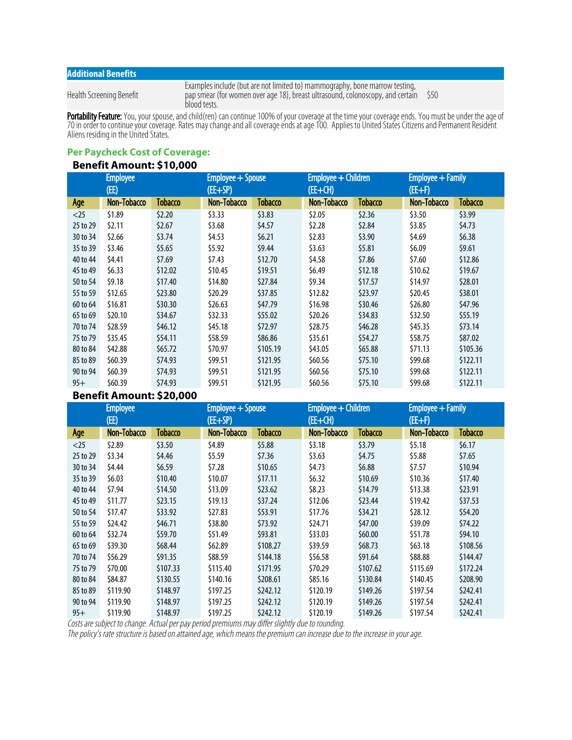| Additional Benefits | | |
|---|---|---|
| Health Screening Benefit | Examples include (but are not limited to) mammography, bone marrow testing, pap smear (for women over age 18), breast ultrasound, colonoscopy, and certain blood tests. | $50 |

**Portability Feature:** You, your spouse, and child(ren) can continue 100% of your coverage at the time your coverage ends. You must be under the age of 70 in order to continue your coverage. Rates may change and all coverage ends at age 100. Applies to United States Citizens and Permanent Resident Aliens residing in the United States.

## Per Paycheck Cost of Coverage:

### Benefit Amount: $10,000

| | Employee (EE) | | Employee + Spouse (EE+SP) | | Employee + Children (EE+CH) | | Employee + Family (EE+F) | |
|---|---|---|---|---|---|---|---|---|
| **Age** | **Non-Tobacco** | **Tobacco** | **Non-Tobacco** | **Tobacco** | **Non-Tobacco** | **Tobacco** | **Non-Tobacco** | **Tobacco** |
| <25 | $1.89 | $2.20 | $3.33 | $3.83 | $2.05 | $2.36 | $3.50 | $3.99 |
| 25 to 29 | $2.11 | $2.67 | $3.68 | $4.57 | $2.28 | $2.84 | $3.85 | $4.73 |
| 30 to 34 | $2.66 | $3.74 | $4.53 | $6.21 | $2.83 | $3.90 | $4.69 | $6.38 |
| 35 to 39 | $3.46 | $5.65 | $5.92 | $9.44 | $3.63 | $5.81 | $6.09 | $9.61 |
| 40 to 44 | $4.41 | $7.69 | $7.43 | $12.70 | $4.58 | $7.86 | $7.60 | $12.86 |
| 45 to 49 | $6.33 | $12.02 | $10.45 | $19.51 | $6.49 | $12.18 | $10.62 | $19.67 |
| 50 to 54 | $9.18 | $17.40 | $14.80 | $27.84 | $9.34 | $17.57 | $14.97 | $28.01 |
| 55 to 59 | $12.65 | $23.80 | $20.29 | $37.85 | $12.82 | $23.97 | $20.45 | $38.01 |
| 60 to 64 | $16.81 | $30.30 | $26.63 | $47.79 | $16.98 | $30.46 | $26.80 | $47.96 |
| 65 to 69 | $20.10 | $34.67 | $32.33 | $55.02 | $20.26 | $34.83 | $32.50 | $55.19 |
| 70 to 74 | $28.59 | $46.12 | $45.18 | $72.97 | $28.75 | $46.28 | $45.35 | $73.14 |
| 75 to 79 | $35.45 | $54.11 | $58.59 | $86.86 | $35.61 | $54.27 | $58.75 | $87.02 |
| 80 to 84 | $42.88 | $65.72 | $70.97 | $105.19 | $43.05 | $65.88 | $71.13 | $105.36 |
| 85 to 89 | $60.39 | $74.93 | $99.51 | $121.95 | $60.56 | $75.10 | $99.68 | $122.11 |
| 90 to 94 | $60.39 | $74.93 | $99.51 | $121.95 | $60.56 | $75.10 | $99.68 | $122.11 |
| 95+ | $60.39 | $74.93 | $99.51 | $121.95 | $60.56 | $75.10 | $99.68 | $122.11 |

### Benefit Amount: $20,000

| | Employee (EE) | | Employee + Spouse (EE+SP) | | Employee + Children (EE+CH) | | Employee + Family (EE+F) | |
|---|---|---|---|---|---|---|---|---|
| **Age** | **Non-Tobacco** | **Tobacco** | **Non-Tobacco** | **Tobacco** | **Non-Tobacco** | **Tobacco** | **Non-Tobacco** | **Tobacco** |
| <25 | $2.89 | $3.50 | $4.89 | $5.88 | $3.18 | $3.79 | $5.18 | $6.17 |
| 25 to 29 | $3.34 | $4.46 | $5.59 | $7.36 | $3.63 | $4.75 | $5.88 | $7.65 |
| 30 to 34 | $4.44 | $6.59 | $7.28 | $10.65 | $4.73 | $6.88 | $7.57 | $10.94 |
| 35 to 39 | $6.03 | $10.40 | $10.07 | $17.11 | $6.32 | $10.69 | $10.36 | $17.40 |
| 40 to 44 | $7.94 | $14.50 | $13.09 | $23.62 | $8.23 | $14.79 | $13.38 | $23.91 |
| 45 to 49 | $11.77 | $23.15 | $19.13 | $37.24 | $12.06 | $23.44 | $19.42 | $37.53 |
| 50 to 54 | $17.47 | $33.92 | $27.83 | $53.91 | $17.76 | $34.21 | $28.12 | $54.20 |
| 55 to 59 | $24.42 | $46.71 | $38.80 | $73.92 | $24.71 | $47.00 | $39.09 | $74.22 |
| 60 to 64 | $32.74 | $59.70 | $51.49 | $93.81 | $33.03 | $60.00 | $51.78 | $94.10 |
| 65 to 69 | $39.30 | $68.44 | $62.89 | $108.27 | $39.59 | $68.73 | $63.18 | $108.56 |
| 70 to 74 | $56.29 | $91.35 | $88.59 | $144.18 | $56.58 | $91.64 | $88.88 | $144.47 |
| 75 to 79 | $70.00 | $107.33 | $115.40 | $171.95 | $70.29 | $107.62 | $115.69 | $172.24 |
| 80 to 84 | $84.87 | $130.55 | $140.16 | $208.61 | $85.16 | $130.84 | $140.45 | $208.90 |
| 85 to 89 | $119.90 | $148.97 | $197.25 | $242.12 | $120.19 | $149.26 | $197.54 | $242.41 |
| 90 to 94 | $119.90 | $148.97 | $197.25 | $242.12 | $120.19 | $149.26 | $197.54 | $242.41 |
| 95+ | $119.90 | $148.97 | $197.25 | $242.12 | $120.19 | $149.26 | $197.54 | $242.41 |

*Costs are subject to change. Actual per pay period premiums may differ slightly due to rounding.*

*The policy's rate structure is based on attained age, which means the premium can increase due to the increase in your age.*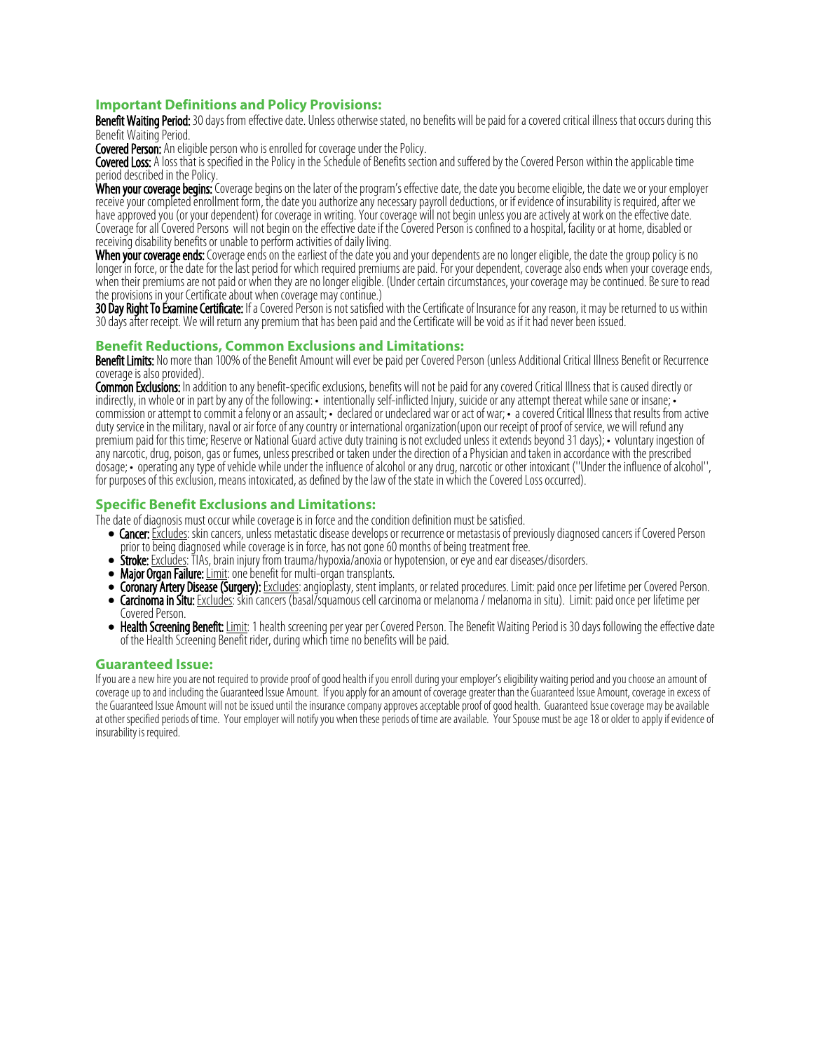## Important Definitions and Policy Provisions:

**Benefit Waiting Period:** 30 days from effective date. Unless otherwise stated, no benefits will be paid for a covered critical illness that occurs during this Benefit Waiting Period.

**Covered Person:** An eligible person who is enrolled for coverage under the Policy.

**Covered Loss:** A loss that is specified in the Policy in the Schedule of Benefits section and suffered by the Covered Person within the applicable time period described in the Policy.

**When your coverage begins:** Coverage begins on the later of the program's effective date, the date you become eligible, the date we or your employer receive your completed enrollment form, the date you authorize any necessary payroll deductions, or if evidence of insurability is required, after we have approved you (or your dependent) for coverage in writing. Your coverage will not begin unless you are actively at work on the effective date. Coverage for all Covered Persons will not begin on the effective date if the Covered Person is confined to a hospital, facility or at home, disabled or receiving disability benefits or unable to perform activities of daily living.

**When your coverage ends:** Coverage ends on the earliest of the date you and your dependents are no longer eligible, the date the group policy is no longer in force, or the date for the last period for which required premiums are paid. For your dependent, coverage also ends when your coverage ends, when their premiums are not paid or when they are no longer eligible. (Under certain circumstances, your coverage may be continued. Be sure to read the provisions in your Certificate about when coverage may continue.)

**30 Day Right To Examine Certificate:** If a Covered Person is not satisfied with the Certificate of Insurance for any reason, it may be returned to us within 30 days after receipt. We will return any premium that has been paid and the Certificate will be void as if it had never been issued.

## Benefit Reductions, Common Exclusions and Limitations:

**Benefit Limits:** No more than 100% of the Benefit Amount will ever be paid per Covered Person (unless Additional Critical Illness Benefit or Recurrence coverage is also provided).

**Common Exclusions:** In addition to any benefit-specific exclusions, benefits will not be paid for any covered Critical Illness that is caused directly or indirectly, in whole or in part by any of the following: • intentionally self-inflicted Injury, suicide or any attempt thereat while sane or insane; • commission or attempt to commit a felony or an assault; • declared or undeclared war or act of war; • a covered Critical Illness that results from active duty service in the military, naval or air force of any country or international organization(upon our receipt of proof of service, we will refund any premium paid for this time; Reserve or National Guard active duty training is not excluded unless it extends beyond 31 days); • voluntary ingestion of any narcotic, drug, poison, gas or fumes, unless prescribed or taken under the direction of a Physician and taken in accordance with the prescribed dosage; • operating any type of vehicle while under the influence of alcohol or any drug, narcotic or other intoxicant (''Under the influence of alcohol'', for purposes of this exclusion, means intoxicated, as defined by the law of the state in which the Covered Loss occurred).

## Specific Benefit Exclusions and Limitations:

The date of diagnosis must occur while coverage is in force and the condition definition must be satisfied.

- **Cancer:** Excludes: skin cancers, unless metastatic disease develops or recurrence or metastasis of previously diagnosed cancers if Covered Person prior to being diagnosed while coverage is in force, has not gone 60 months of being treatment free.
- **Stroke:** Excludes: TIAs, brain injury from trauma/hypoxia/anoxia or hypotension, or eye and ear diseases/disorders.
- **Major Organ Failure:** Limit: one benefit for multi-organ transplants.
- **Coronary Artery Disease (Surgery):** Excludes: angioplasty, stent implants, or related procedures. Limit: paid once per lifetime per Covered Person.
- **Carcinoma in Situ:** Excludes: skin cancers (basal/squamous cell carcinoma or melanoma / melanoma in situ). Limit: paid once per lifetime per Covered Person.
- **Health Screening Benefit:** Limit: 1 health screening per year per Covered Person. The Benefit Waiting Period is 30 days following the effective date of the Health Screening Benefit rider, during which time no benefits will be paid.

## Guaranteed Issue:

If you are a new hire you are not required to provide proof of good health if you enroll during your employer's eligibility waiting period and you choose an amount of coverage up to and including the Guaranteed Issue Amount. If you apply for an amount of coverage greater than the Guaranteed Issue Amount, coverage in excess of the Guaranteed Issue Amount will not be issued until the insurance company approves acceptable proof of good health. Guaranteed Issue coverage may be available at other specified periods of time. Your employer will notify you when these periods of time are available. Your Spouse must be age 18 or older to apply if evidence of insurability is required.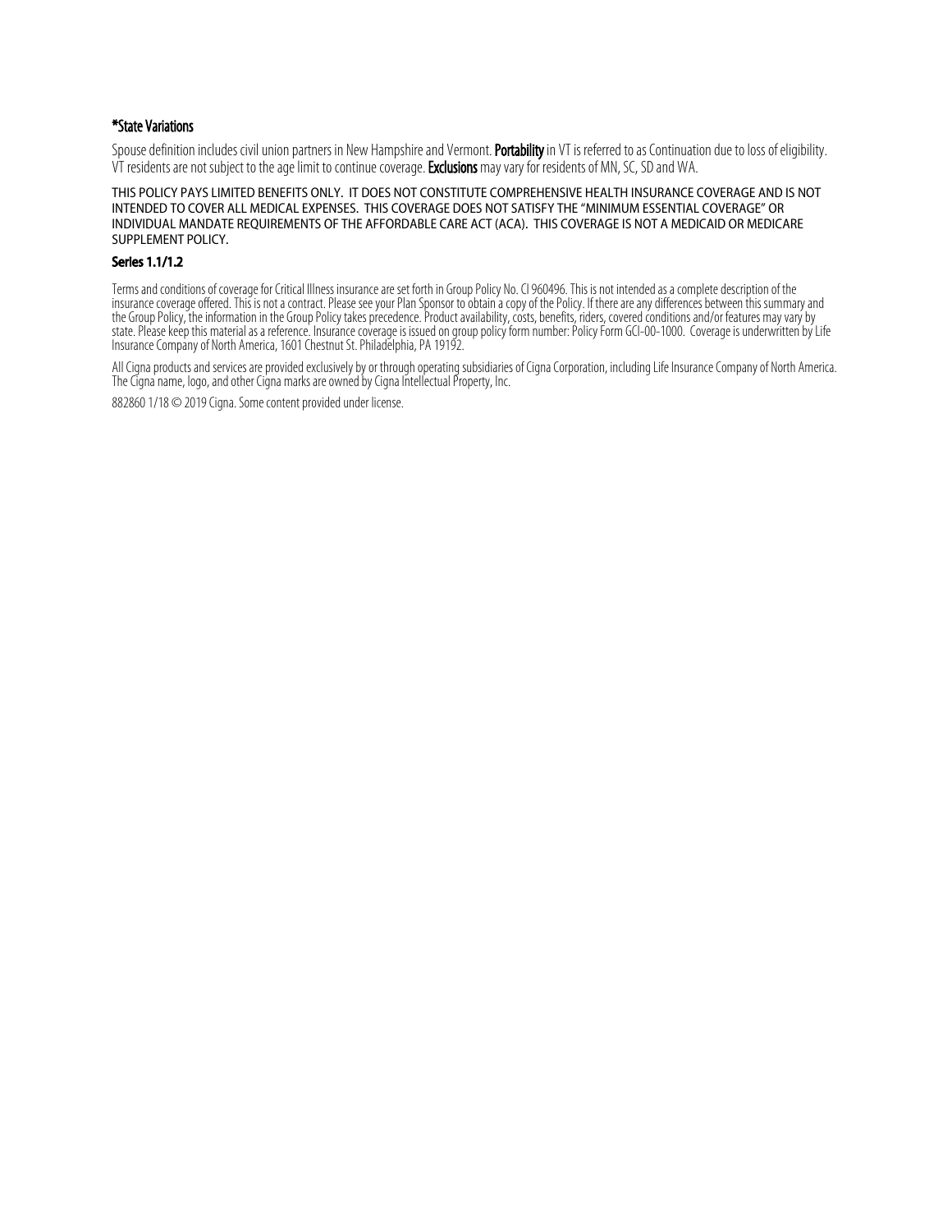**\*State Variations**

Spouse definition includes civil union partners in New Hampshire and Vermont. **Portability** in VT is referred to as Continuation due to loss of eligibility. VT residents are not subject to the age limit to continue coverage. **Exclusions** may vary for residents of MN, SC, SD and WA.

THIS POLICY PAYS LIMITED BENEFITS ONLY. IT DOES NOT CONSTITUTE COMPREHENSIVE HEALTH INSURANCE COVERAGE AND IS NOT INTENDED TO COVER ALL MEDICAL EXPENSES. THIS COVERAGE DOES NOT SATISFY THE "MINIMUM ESSENTIAL COVERAGE" OR INDIVIDUAL MANDATE REQUIREMENTS OF THE AFFORDABLE CARE ACT (ACA). THIS COVERAGE IS NOT A MEDICAID OR MEDICARE SUPPLEMENT POLICY.

**Series 1.1/1.2**

Terms and conditions of coverage for Critical Illness insurance are set forth in Group Policy No. CI 960496. This is not intended as a complete description of the insurance coverage offered. This is not a contract. Please see your Plan Sponsor to obtain a copy of the Policy. If there are any differences between this summary and the Group Policy, the information in the Group Policy takes precedence. Product availability, costs, benefits, riders, covered conditions and/or features may vary by state. Please keep this material as a reference. Insurance coverage is issued on group policy form number: Policy Form GCI-00-1000. Coverage is underwritten by Life Insurance Company of North America, 1601 Chestnut St. Philadelphia, PA 19192.

All Cigna products and services are provided exclusively by or through operating subsidiaries of Cigna Corporation, including Life Insurance Company of North America. The Cigna name, logo, and other Cigna marks are owned by Cigna Intellectual Property, Inc.

882860 1/18 © 2019 Cigna. Some content provided under license.